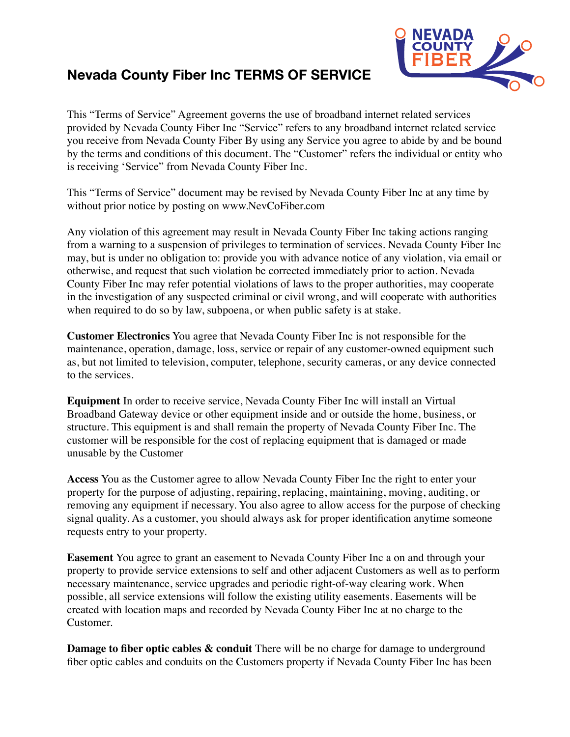# Nevada County Fiber Inc TERMS OF SERVICE

This "Terms of Service" Agreement governs the use of broadband internet related services provided by Nevada County Fiber Inc "Service" refers to any broadband internet related service you receive from Nevada County Fiber By using any Service you agree to abide by and be bound by the terms and conditions of this document. The "Customer" refers the individual or entity who is receiving 'Service" from Nevada County Fiber Inc.

This "Terms of Service" document may be revised by Nevada County Fiber Inc at any time by without prior notice by posting on www.NevCoFiber.com

Any violation of this agreement may result in Nevada County Fiber Inc taking actions ranging from a warning to a suspension of privileges to termination of services. Nevada County Fiber Inc may, but is under no obligation to: provide you with advance notice of any violation, via email or otherwise, and request that such violation be corrected immediately prior to action. Nevada County Fiber Inc may refer potential violations of laws to the proper authorities, may cooperate in the investigation of any suspected criminal or civil wrong, and will cooperate with authorities when required to do so by law, subpoena, or when public safety is at stake.

**Customer Electronics** You agree that Nevada County Fiber Inc is not responsible for the maintenance, operation, damage, loss, service or repair of any customer-owned equipment such as, but not limited to television, computer, telephone, security cameras, or any device connected to the services.

**Equipment** In order to receive service, Nevada County Fiber Inc will install an Virtual Broadband Gateway device or other equipment inside and or outside the home, business, or structure. This equipment is and shall remain the property of Nevada County Fiber Inc. The customer will be responsible for the cost of replacing equipment that is damaged or made unusable by the Customer

**Access** You as the Customer agree to allow Nevada County Fiber Inc the right to enter your property for the purpose of adjusting, repairing, replacing, maintaining, moving, auditing, or removing any equipment if necessary. You also agree to allow access for the purpose of checking signal quality. As a customer, you should always ask for proper identification anytime someone requests entry to your property.

**Easement** You agree to grant an easement to Nevada County Fiber Inc a on and through your property to provide service extensions to self and other adjacent Customers as well as to perform necessary maintenance, service upgrades and periodic right-of-way clearing work. When possible, all service extensions will follow the existing utility easements. Easements will be created with location maps and recorded by Nevada County Fiber Inc at no charge to the Customer.

**Damage to fiber optic cables & conduit** There will be no charge for damage to underground fiber optic cables and conduits on the Customers property if Nevada County Fiber Inc has been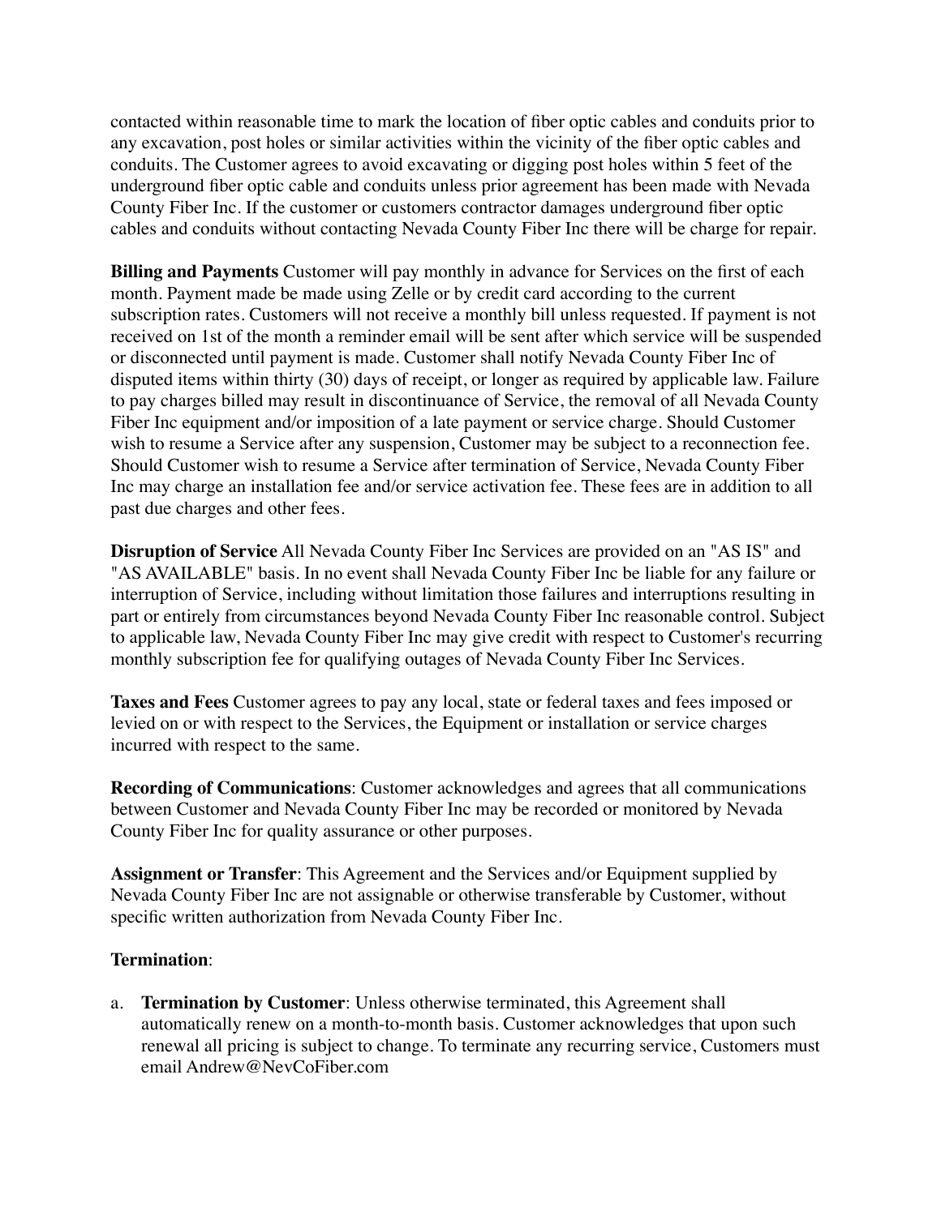contacted within reasonable time to mark the location of fiber optic cables and conduits prior to any excavation, post holes or similar activities within the vicinity of the fiber optic cables and conduits. The Customer agrees to avoid excavating or digging post holes within 5 feet of the underground fiber optic cable and conduits unless prior agreement has been made with Nevada County Fiber Inc. If the customer or customers contractor damages underground fiber optic cables and conduits without contacting Nevada County Fiber Inc there will be charge for repair.

**Billing and Payments** Customer will pay monthly in advance for Services on the first of each month. Payment made be made using Zelle or by credit card according to the current subscription rates. Customers will not receive a monthly bill unless requested. If payment is not received on 1st of the month a reminder email will be sent after which service will be suspended or disconnected until payment is made. Customer shall notify Nevada County Fiber Inc of disputed items within thirty (30) days of receipt, or longer as required by applicable law. Failure to pay charges billed may result in discontinuance of Service, the removal of all Nevada County Fiber Inc equipment and/or imposition of a late payment or service charge. Should Customer wish to resume a Service after any suspension, Customer may be subject to a reconnection fee. Should Customer wish to resume a Service after termination of Service, Nevada County Fiber Inc may charge an installation fee and/or service activation fee. These fees are in addition to all past due charges and other fees.

**Disruption of Service** All Nevada County Fiber Inc Services are provided on an "AS IS" and "AS AVAILABLE" basis. In no event shall Nevada County Fiber Inc be liable for any failure or interruption of Service, including without limitation those failures and interruptions resulting in part or entirely from circumstances beyond Nevada County Fiber Inc reasonable control. Subject to applicable law, Nevada County Fiber Inc may give credit with respect to Customer's recurring monthly subscription fee for qualifying outages of Nevada County Fiber Inc Services.

**Taxes and Fees** Customer agrees to pay any local, state or federal taxes and fees imposed or levied on or with respect to the Services, the Equipment or installation or service charges incurred with respect to the same.

**Recording of Communications**: Customer acknowledges and agrees that all communications between Customer and Nevada County Fiber Inc may be recorded or monitored by Nevada County Fiber Inc for quality assurance or other purposes.

**Assignment or Transfer**: This Agreement and the Services and/or Equipment supplied by Nevada County Fiber Inc are not assignable or otherwise transferable by Customer, without specific written authorization from Nevada County Fiber Inc.

**Termination**:

a. **Termination by Customer**: Unless otherwise terminated, this Agreement shall automatically renew on a month-to-month basis. Customer acknowledges that upon such renewal all pricing is subject to change. To terminate any recurring service, Customers must email Andrew@NevCoFiber.com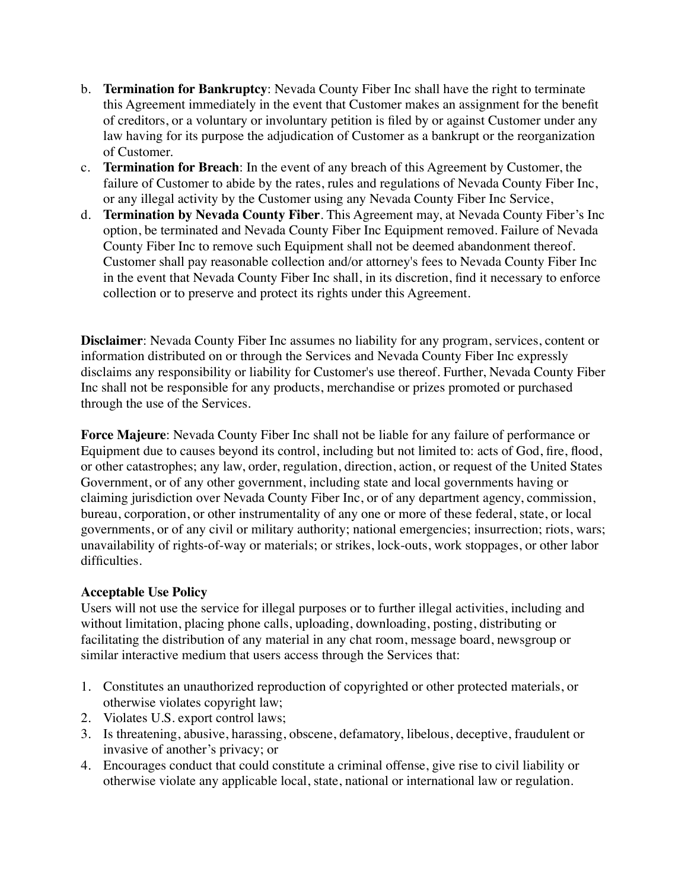b. **Termination for Bankruptcy**: Nevada County Fiber Inc shall have the right to terminate this Agreement immediately in the event that Customer makes an assignment for the benefit of creditors, or a voluntary or involuntary petition is filed by or against Customer under any law having for its purpose the adjudication of Customer as a bankrupt or the reorganization of Customer.
c. **Termination for Breach**: In the event of any breach of this Agreement by Customer, the failure of Customer to abide by the rates, rules and regulations of Nevada County Fiber Inc, or any illegal activity by the Customer using any Nevada County Fiber Inc Service,
d. **Termination by Nevada County Fiber**. This Agreement may, at Nevada County Fiber's Inc option, be terminated and Nevada County Fiber Inc Equipment removed. Failure of Nevada County Fiber Inc to remove such Equipment shall not be deemed abandonment thereof. Customer shall pay reasonable collection and/or attorney's fees to Nevada County Fiber Inc in the event that Nevada County Fiber Inc shall, in its discretion, find it necessary to enforce collection or to preserve and protect its rights under this Agreement.

**Disclaimer**: Nevada County Fiber Inc assumes no liability for any program, services, content or information distributed on or through the Services and Nevada County Fiber Inc expressly disclaims any responsibility or liability for Customer's use thereof. Further, Nevada County Fiber Inc shall not be responsible for any products, merchandise or prizes promoted or purchased through the use of the Services.

**Force Majeure**: Nevada County Fiber Inc shall not be liable for any failure of performance or Equipment due to causes beyond its control, including but not limited to: acts of God, fire, flood, or other catastrophes; any law, order, regulation, direction, action, or request of the United States Government, or of any other government, including state and local governments having or claiming jurisdiction over Nevada County Fiber Inc, or of any department agency, commission, bureau, corporation, or other instrumentality of any one or more of these federal, state, or local governments, or of any civil or military authority; national emergencies; insurrection; riots, wars; unavailability of rights-of-way or materials; or strikes, lock-outs, work stoppages, or other labor difficulties.

**Acceptable Use Policy**

Users will not use the service for illegal purposes or to further illegal activities, including and without limitation, placing phone calls, uploading, downloading, posting, distributing or facilitating the distribution of any material in any chat room, message board, newsgroup or similar interactive medium that users access through the Services that:

1. Constitutes an unauthorized reproduction of copyrighted or other protected materials, or otherwise violates copyright law;
2. Violates U.S. export control laws;
3. Is threatening, abusive, harassing, obscene, defamatory, libelous, deceptive, fraudulent or invasive of another's privacy; or
4. Encourages conduct that could constitute a criminal offense, give rise to civil liability or otherwise violate any applicable local, state, national or international law or regulation.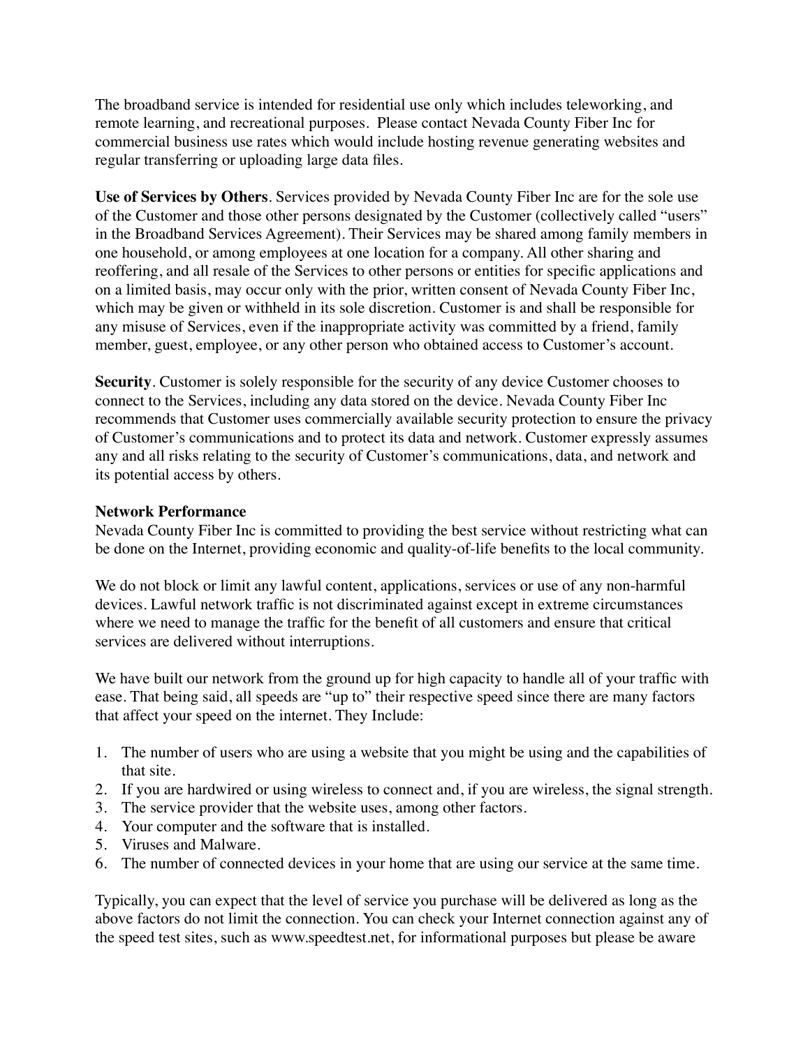The broadband service is intended for residential use only which includes teleworking, and remote learning, and recreational purposes. Please contact Nevada County Fiber Inc for commercial business use rates which would include hosting revenue generating websites and regular transferring or uploading large data files.

**Use of Services by Others**. Services provided by Nevada County Fiber Inc are for the sole use of the Customer and those other persons designated by the Customer (collectively called "users" in the Broadband Services Agreement). Their Services may be shared among family members in one household, or among employees at one location for a company. All other sharing and reoffering, and all resale of the Services to other persons or entities for specific applications and on a limited basis, may occur only with the prior, written consent of Nevada County Fiber Inc, which may be given or withheld in its sole discretion. Customer is and shall be responsible for any misuse of Services, even if the inappropriate activity was committed by a friend, family member, guest, employee, or any other person who obtained access to Customer's account.

**Security**. Customer is solely responsible for the security of any device Customer chooses to connect to the Services, including any data stored on the device. Nevada County Fiber Inc recommends that Customer uses commercially available security protection to ensure the privacy of Customer's communications and to protect its data and network. Customer expressly assumes any and all risks relating to the security of Customer's communications, data, and network and its potential access by others.

**Network Performance**

Nevada County Fiber Inc is committed to providing the best service without restricting what can be done on the Internet, providing economic and quality-of-life benefits to the local community.

We do not block or limit any lawful content, applications, services or use of any non-harmful devices. Lawful network traffic is not discriminated against except in extreme circumstances where we need to manage the traffic for the benefit of all customers and ensure that critical services are delivered without interruptions.

We have built our network from the ground up for high capacity to handle all of your traffic with ease. That being said, all speeds are "up to" their respective speed since there are many factors that affect your speed on the internet. They Include:

1. The number of users who are using a website that you might be using and the capabilities of that site.
2. If you are hardwired or using wireless to connect and, if you are wireless, the signal strength.
3. The service provider that the website uses, among other factors.
4. Your computer and the software that is installed.
5. Viruses and Malware.
6. The number of connected devices in your home that are using our service at the same time.

Typically, you can expect that the level of service you purchase will be delivered as long as the above factors do not limit the connection. You can check your Internet connection against any of the speed test sites, such as www.speedtest.net, for informational purposes but please be aware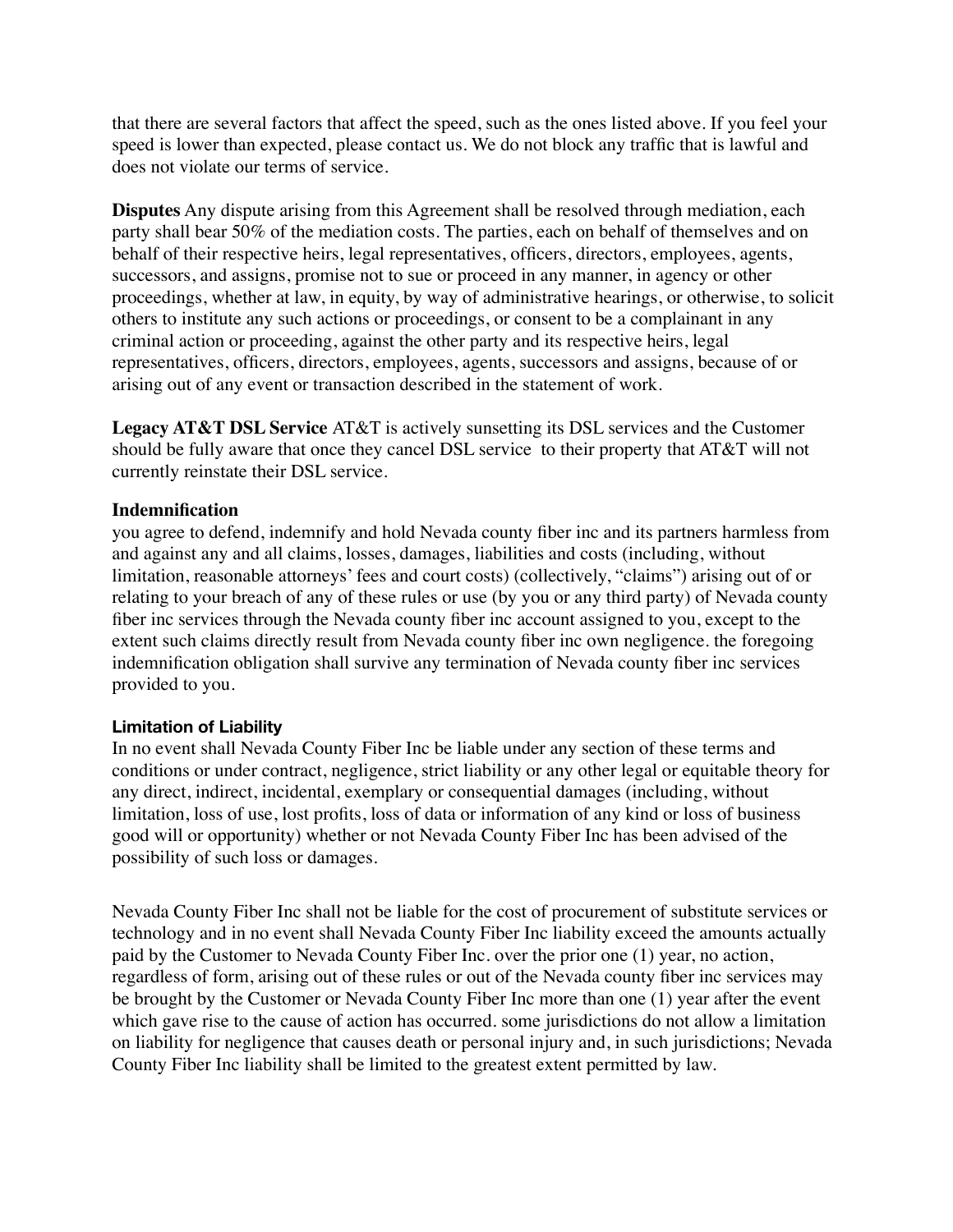that there are several factors that affect the speed, such as the ones listed above. If you feel your speed is lower than expected, please contact us. We do not block any traffic that is lawful and does not violate our terms of service.

**Disputes** Any dispute arising from this Agreement shall be resolved through mediation, each party shall bear 50% of the mediation costs. The parties, each on behalf of themselves and on behalf of their respective heirs, legal representatives, officers, directors, employees, agents, successors, and assigns, promise not to sue or proceed in any manner, in agency or other proceedings, whether at law, in equity, by way of administrative hearings, or otherwise, to solicit others to institute any such actions or proceedings, or consent to be a complainant in any criminal action or proceeding, against the other party and its respective heirs, legal representatives, officers, directors, employees, agents, successors and assigns, because of or arising out of any event or transaction described in the statement of work.

**Legacy AT&T DSL Service** AT&T is actively sunsetting its DSL services and the Customer should be fully aware that once they cancel DSL service to their property that AT&T will not currently reinstate their DSL service.

**Indemnification**

you agree to defend, indemnify and hold Nevada county fiber inc and its partners harmless from and against any and all claims, losses, damages, liabilities and costs (including, without limitation, reasonable attorneys' fees and court costs) (collectively, "claims") arising out of or relating to your breach of any of these rules or use (by you or any third party) of Nevada county fiber inc services through the Nevada county fiber inc account assigned to you, except to the extent such claims directly result from Nevada county fiber inc own negligence. the foregoing indemnification obligation shall survive any termination of Nevada county fiber inc services provided to you.

**Limitation of Liability**

In no event shall Nevada County Fiber Inc be liable under any section of these terms and conditions or under contract, negligence, strict liability or any other legal or equitable theory for any direct, indirect, incidental, exemplary or consequential damages (including, without limitation, loss of use, lost profits, loss of data or information of any kind or loss of business good will or opportunity) whether or not Nevada County Fiber Inc has been advised of the possibility of such loss or damages.

Nevada County Fiber Inc shall not be liable for the cost of procurement of substitute services or technology and in no event shall Nevada County Fiber Inc liability exceed the amounts actually paid by the Customer to Nevada County Fiber Inc. over the prior one (1) year, no action, regardless of form, arising out of these rules or out of the Nevada county fiber inc services may be brought by the Customer or Nevada County Fiber Inc more than one (1) year after the event which gave rise to the cause of action has occurred. some jurisdictions do not allow a limitation on liability for negligence that causes death or personal injury and, in such jurisdictions; Nevada County Fiber Inc liability shall be limited to the greatest extent permitted by law.